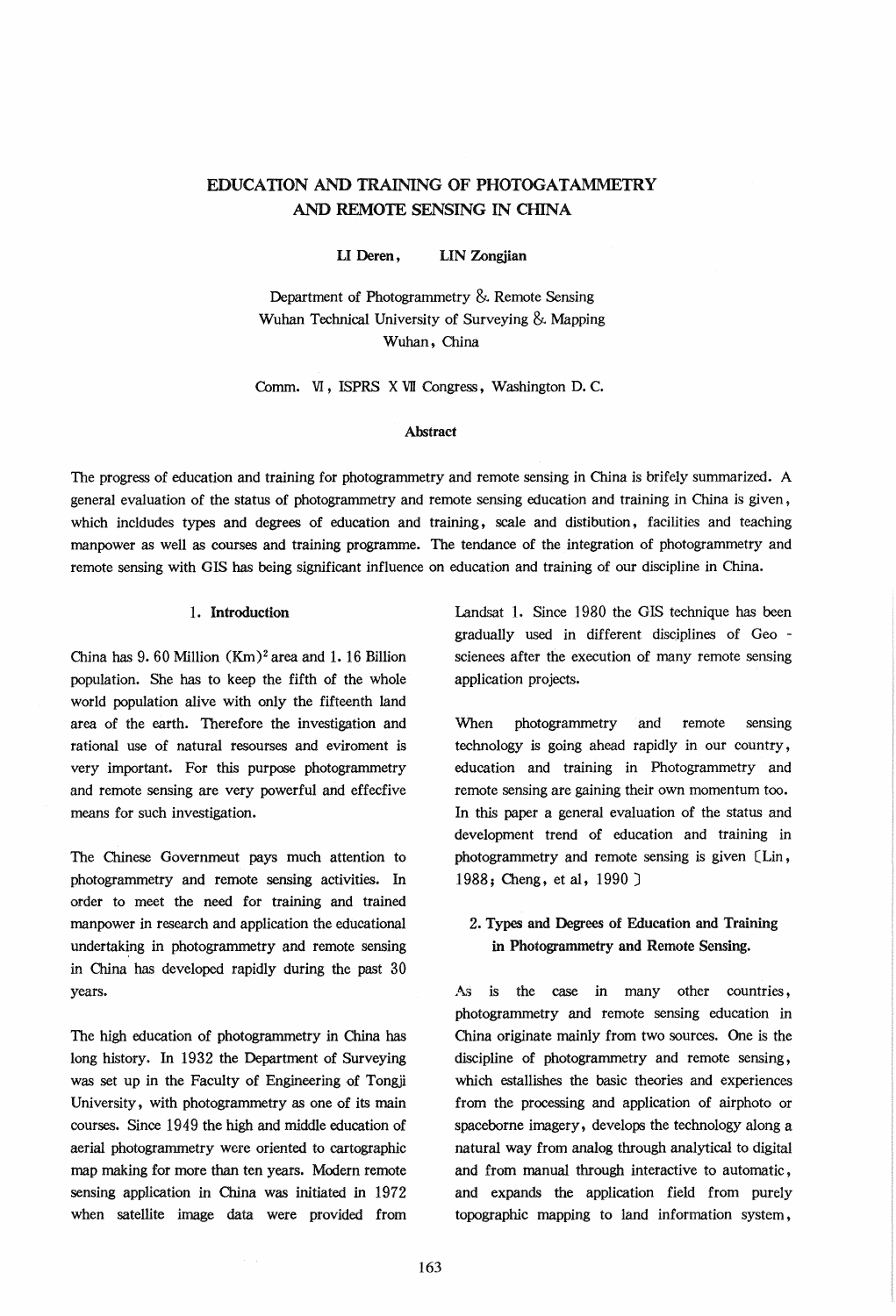# EDUCATION AND TRAINING OF PHOTOGATAMMETRY AND REMOTE SENSING IN CHINA

LI Deren, LIN Zongjian

Department of Photogrammetry & Remote Sensing
Wuhan Technical University of Surveying & Mapping
Wuhan, China

Comm. VI, ISPRS X VII Congress, Washington D. C.

### Abstract

The progress of education and training for photogrammetry and remote sensing in China is brifely summarized. A general evaluation of the status of photogrammetry and remote sensing education and training in China is given, which incldudes types and degrees of education and training, scale and distibution, facilities and teaching manpower as well as courses and training programme. The tendance of the integration of photogrammetry and remote sensing with GIS has being significant influence on education and training of our discipline in China.

## 1. Introduction

China has 9.60 Million $(Km)^2$ area and 1.16 Billion population. She has to keep the fifth of the whole world population alive with only the fifteenth land area of the earth. Therefore the investigation and rational use of natural resourses and eviroment is very important. For this purpose photogrammetry and remote sensing are very powerful and effecfive means for such investigation.

The Chinese Governmeut pays much attention to photogrammetry and remote sensing activities. In order to meet the need for training and trained manpower in research and application the educational undertaking in photogrammetry and remote sensing in China has developed rapidly during the past 30 years.

The high education of photogrammetry in China has long history. In 1932 the Department of Surveying was set up in the Faculty of Engineering of Tongji University, with photogrammetry as one of its main courses. Since 1949 the high and middle education of aerial photogrammetry were oriented to cartographic map making for more than ten years. Modern remote sensing application in China was initiated in 1972 when satellite image data were provided from Landsat 1. Since 1980 the GIS technique has been gradually used in different disciplines of Geo - scienees after the execution of many remote sensing application projects.

When photogrammetry and remote sensing technology is going ahead rapidly in our country, education and training in Photogrammetry and remote sensing are gaining their own momentum too. In this paper a general evaluation of the status and development trend of education and training in photogrammetry and remote sensing is given [Lin, 1988; Cheng, et al, 1990]

## 2. Types and Degrees of Education and Training in Photogrammetry and Remote Sensing.

As is the case in many other countries, photogrammetry and remote sensing education in China originate mainly from two sources. One is the discipline of photogrammetry and remote sensing, which estallishes the basic theories and experiences from the processing and application of airphoto or spaceborne imagery, develops the technology along a natural way from analog through analytical to digital and from manual through interactive to automatic, and expands the application field from purely topographic mapping to land information system,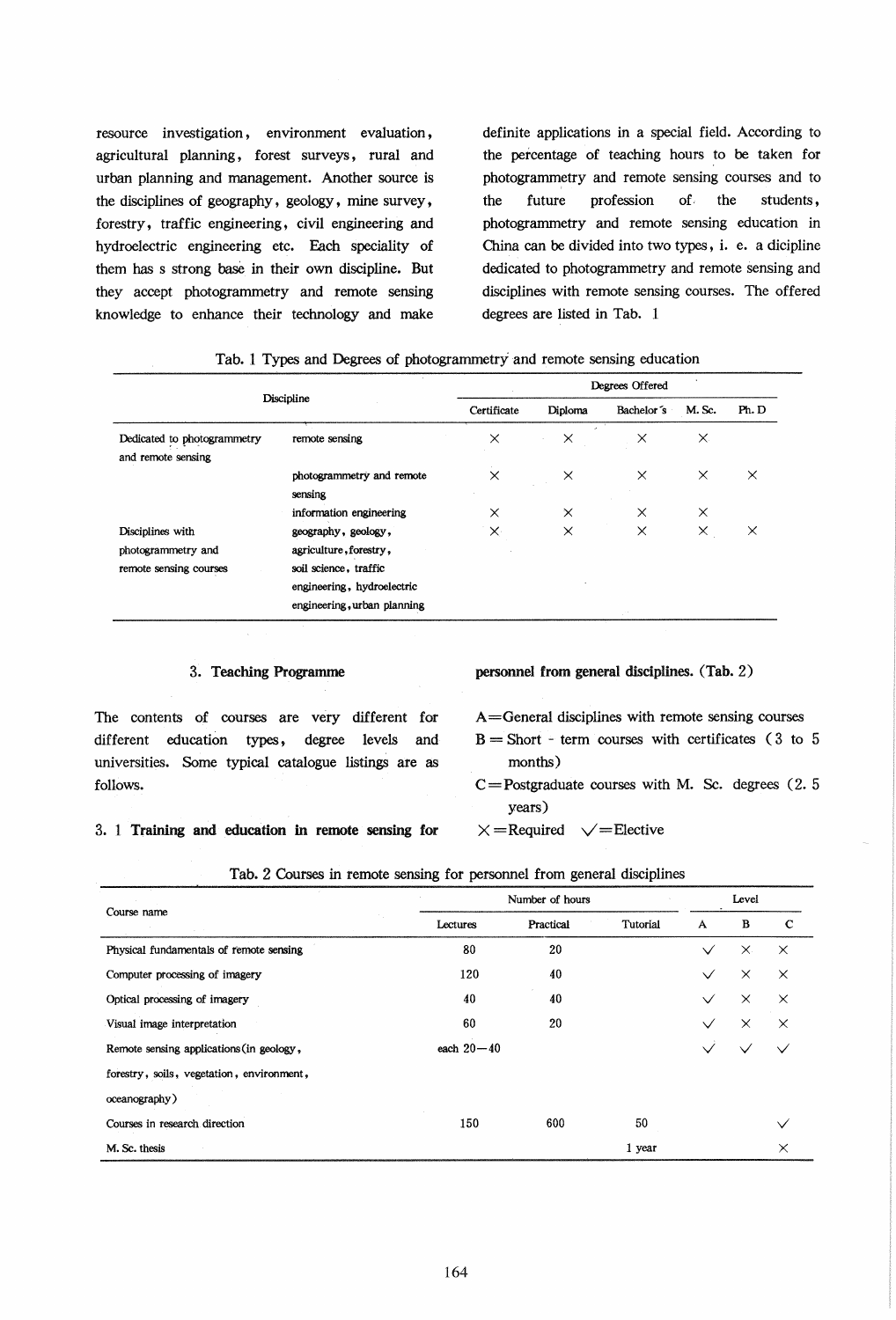resource investigation, environment evaluation, agricultural planning, forest surveys, rural and urban planning and management. Another source is the disciplines of geography, geology, mine survey, forestry, traffic engineering, civil engineering and hydroelectric engineering etc. Each speciality of them has s strong base in their own discipline. But they accept photogrammetry and remote sensing knowledge to enhance their technology and make definite applications in a special field. According to the percentage of teaching hours to be taken for photogrammetry and remote sensing courses and to the future profession of the students, photogrammetry and remote sensing education in China can be divided into two types, i. e. a dicipline dedicated to photogrammetry and remote sensing and disciplines with remote sensing courses. The offered degrees are listed in Tab. 1

Tab. 1 Types and Degrees of photogrammetry and remote sensing education

| Discipline | | Degrees Offered | | | | |
|---|---|---|---|---|---|---|
| | | Certificate | Diploma | Bachelor's | M. Sc. | Ph. D |
| Dedicated to photogrammetry and remote sensing | remote sensing | × | × | × | × | |
| | photogrammetry and remote sensing | × | × | × | × | × |
| | information engineering | × | × | × | × | |
| Disciplines with photogrammetry and remote sensing courses | geography, geology, agriculture, forestry, soil science, traffic engineering, hydroelectric engineering, urban planning | × | × | × | × | × |

## 3. Teaching Programme

The contents of courses are very different for different education types, degree levels and universities. Some typical catalogue listings are as follows.

### 3.1 Training and education in remote sensing for personnel from general disciplines. (Tab. 2)

A = General disciplines with remote sensing courses

B = Short - term courses with certificates (3 to 5 months)

C = Postgraduate courses with M. Sc. degrees (2.5 years)

× = Required √ = Elective

Tab. 2 Courses in remote sensing for personnel from general disciplines

| Course name | Number of hours | | | Level | | |
|---|---|---|---|---|---|---|
| | Lectures | Practical | Tutorial | A | B | C |
| Physical fundamentals of remote sensing | 80 | 20 | | √ | × | × |
| Computer processing of imagery | 120 | 40 | | √ | × | × |
| Optical processing of imagery | 40 | 40 | | √ | × | × |
| Visual image interpretation | 60 | 20 | | √ | × | × |
| Remote sensing applications (in geology, forestry, soils, vegetation, environment, oceanography) | each 20—40 | | | √ | √ | √ |
| Courses in research direction | 150 | 600 | 50 | | | √ |
| M. Sc. thesis | | | 1 year | | | × |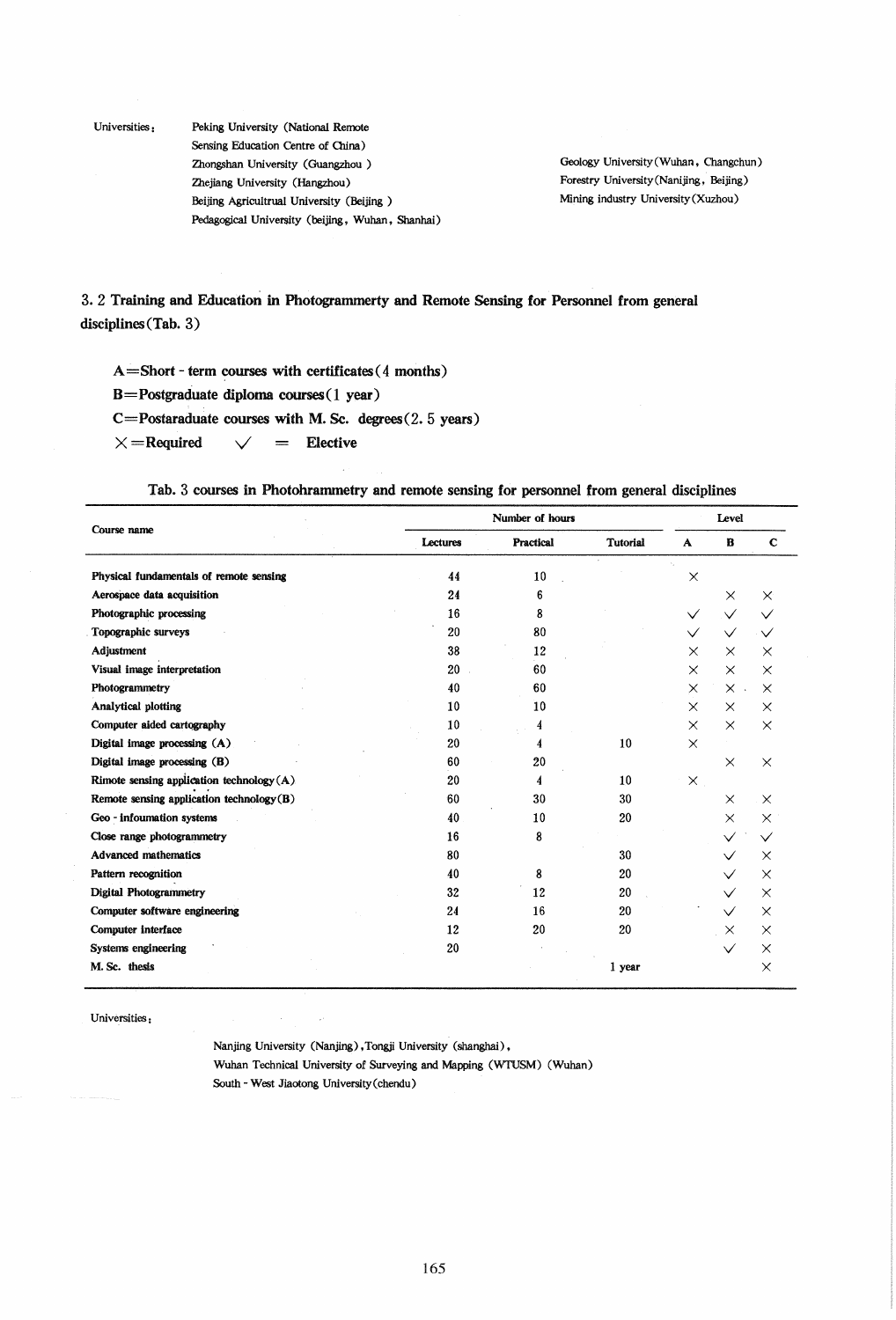Universities:

Peking University (National Remote Sensing Education Centre of China)
Zhongshan University (Guangzhou)
Zhejiang University (Hangzhou)
Beijing Agricultrual University (Beijing)
Pedagogical University (beijing, Wuhan, Shanhai)

Geology University (Wuhan, Changchun)
Forestry University (Nanijing, Beijing)
Mining industry University (Xuzhou)

## 3.2 Training and Education in Photogrammerty and Remote Sensing for Personnel from general disciplines (Tab. 3)

A = Short - term courses with certificates (4 months)
B = Postgraduate diploma courses (1 year)
C = Postaraduate courses with M. Sc. degrees (2.5 years)
× = Required ✓ = Elective

Tab. 3 courses in Photohrammetry and remote sensing for personnel from general disciplines

| Course name | Number of hours | | | Level | | |
|---|---|---|---|---|---|---|
| | Lectures | Practical | Tutorial | A | B | C |
| Physical fundamentals of remote sensing | 44 | 10 | | × | | |
| Aerospace data acquisition | 24 | 6 | | | × | × |
| Photographic processing | 16 | 8 | | ✓ | ✓ | ✓ |
| Topographic surveys | 20 | 80 | | ✓ | ✓ | ✓ |
| Adjustment | 38 | 12 | | × | × | × |
| Visual image interpretation | 20 | 60 | | × | × | × |
| Photogrammetry | 40 | 60 | | × | × | × |
| Analytical plotting | 10 | 10 | | × | × | × |
| Computer aided cartography | 10 | 4 | | × | × | × |
| Digital image processing (A) | 20 | 4 | 10 | × | | |
| Digital image processing (B) | 60 | 20 | | | × | × |
| Rimote sensing application technology (A) | 20 | 4 | 10 | × | | |
| Remote sensing application technology (B) | 60 | 30 | 30 | | × | × |
| Geo - infoumation systems | 40 | 10 | 20 | | × | × |
| Close range photogrammetry | 16 | 8 | | | ✓ | ✓ |
| Advanced mathematics | 80 | | 30 | | ✓ | × |
| Pattern recognition | 40 | 8 | 20 | | ✓ | × |
| Digital Photogrammetry | 32 | 12 | 20 | | ✓ | × |
| Computer software engineering | 24 | 16 | 20 | | ✓ | × |
| Computer interface | 12 | 20 | 20 | | × | × |
| Systems engineering | 20 | | | | ✓ | × |
| M. Sc. thesis | | | 1 year | | | × |

Universities:

Nanjing University (Nanjing), Tongji University (shanghai),
Wuhan Technical University of Surveying and Mapping (WTUSM) (Wuhan)
South - West Jiaotong University (chendu)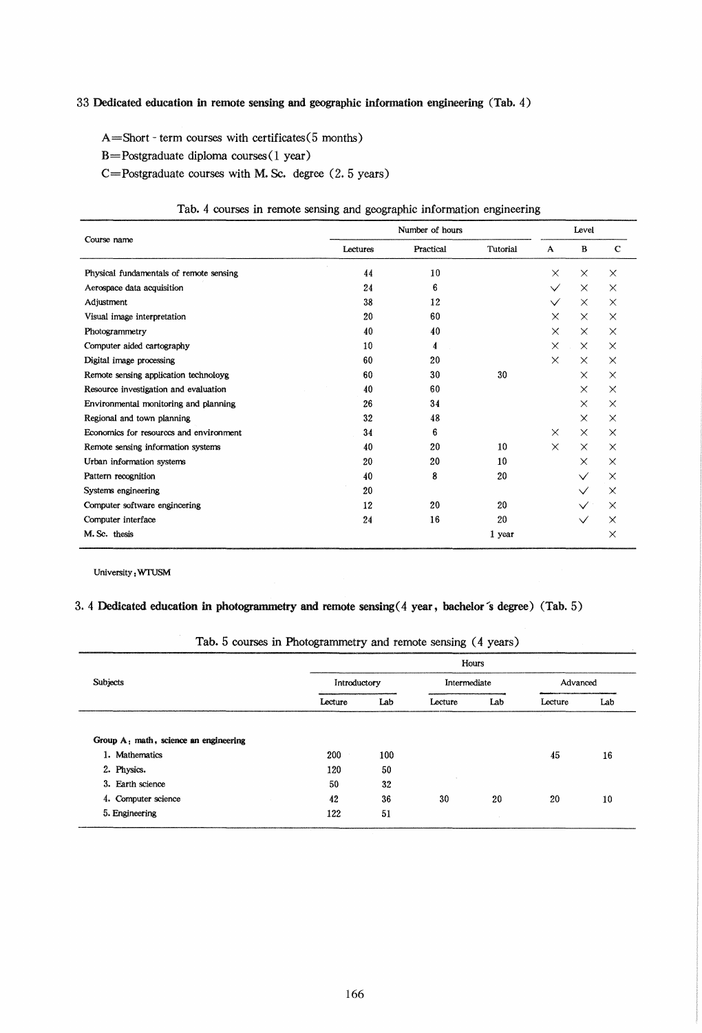## 33 Dedicated education in remote sensing and geographic information engineering (Tab. 4)

A=Short - term courses with certificates(5 months)

B=Postgraduate diploma courses(1 year)

C=Postgraduate courses with M. Sc. degree (2. 5 years)

Tab. 4 courses in remote sensing and geographic information engineering

| Course name | Number of hours | | | Level | | |
|---|---|---|---|---|---|---|
| | Lectures | Practical | Tutorial | A | B | C |
| Physical fundamentals of remote sensing | 44 | 10 | | × | × | × |
| Aerospace data acquisition | 24 | 6 | | √ | × | × |
| Adjustment | 38 | 12 | | √ | × | × |
| Visual image interpretation | 20 | 60 | | × | × | × |
| Photogrammetry | 40 | 40 | | × | × | × |
| Computer aided cartography | 10 | 4 | | × | × | × |
| Digital image processing | 60 | 20 | | × | × | × |
| Remote sensing application technoloyg | 60 | 30 | 30 | | × | × |
| Resource investigation and evaluation | 40 | 60 | | | × | × |
| Environmental monitoring and planning | 26 | 34 | | | × | × |
| Regional and town planning | 32 | 48 | | | × | × |
| Economics for resources and environment | 34 | 6 | | × | × | × |
| Remote sensing information systems | 40 | 20 | 10 | × | × | × |
| Urban information systems | 20 | 20 | 10 | | × | × |
| Pattern recognition | 40 | 8 | 20 | | √ | × |
| Systems engineering | 20 | | | | √ | × |
| Computer software engineering | 12 | 20 | 20 | | √ | × |
| Computer interface | 24 | 16 | 20 | | √ | × |
| M. Sc. thesis | | | 1 year | | | × |

University: WTUSM

## 3. 4 Dedicated education in photogrammetry and remote sensing(4 year, bachelor's degree) (Tab. 5)

Tab. 5 courses in Photogrammetry and remote sensing (4 years)

| Subjects | Hours | | | | | |
|---|---|---|---|---|---|---|
| | Introductory | | Intermediate | | Advanced | |
| | Lecture | Lab | Lecture | Lab | Lecture | Lab |
| **Group A: math, science an engineering** | | | | | | |
| 1. Mathematics | 200 | 100 | | | 45 | 16 |
| 2. Physics. | 120 | 50 | | | | |
| 3. Earth science | 50 | 32 | | | | |
| 4. Computer science | 42 | 36 | 30 | 20 | 20 | 10 |
| 5. Engineering | 122 | 51 | | | | |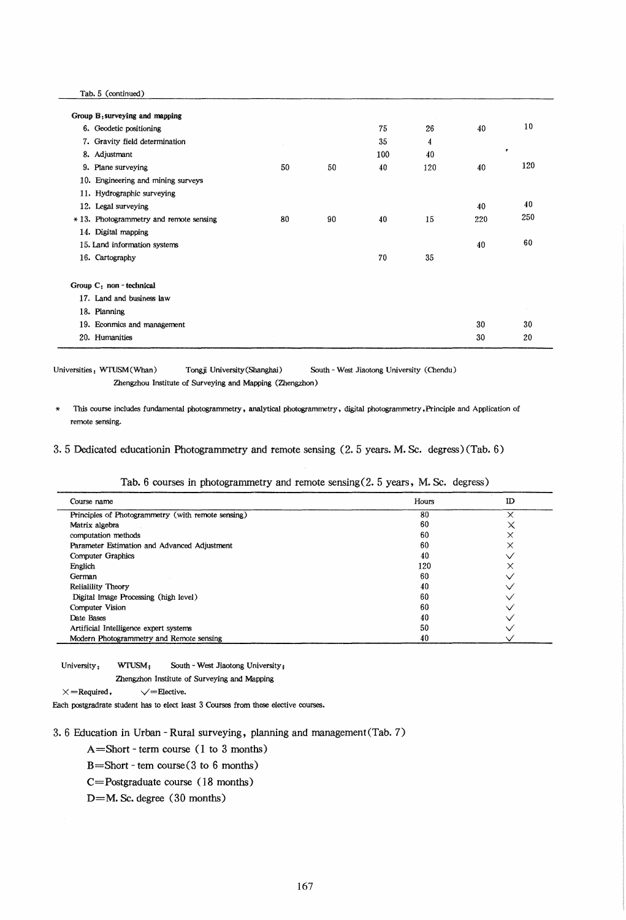Tab. 5 (continued)

| | | | | | | |
|---|---|---|---|---|---|---|
| **Group B: surveying and mapping** | | | | | | |
| 6. Geodetic positioning | | | 75 | 26 | 40 | 10 |
| 7. Gravity field determination | | | 35 | 4 | | |
| 8. Adjustmant | | | 100 | 40 | | |
| 9. Plane surveying | 50 | 50 | 40 | 120 | 40 | 120 |
| 10. Engineering and mining surveys | | | | | | |
| 11. Hydrographic surveying | | | | | | |
| 12. Legal surveying | | | | | 40 | 40 |
| * 13. Photogrammetry and remote sensing | 80 | 90 | 40 | 15 | 220 | 250 |
| 14. Digital mapping | | | | | | |
| 15. Land information systems | | | | | 40 | 60 |
| 16. Cartography | | | 70 | 35 | | |
| **Group C: non-technical** | | | | | | |
| 17. Land and business law | | | | | | |
| 18. Planning | | | | | | |
| 19. Econmics and management | | | | | 30 | 30 |
| 20. Humanities | | | | | 30 | 20 |

Universities: WTUSM(Whan) Tongji University(Shanghai) South - West Jiaotong University (Chendu) Zhengzhou Institute of Surveying and Mapping (Zhengzhon)

* This course includes fundamental photogrammetry, analytical photogrammetry, digital photogrammetry, Principle and Application of remote sensing.

## 3.5 Dedicated educationin Photogrammetry and remote sensing (2.5 years. M. Sc. degress) (Tab. 6)

Tab. 6 courses in photogrammetry and remote sensing (2.5 years, M. Sc. degress)

| Course name | Hours | ID |
|---|---|---|
| Principles of Photogrammetry (with remote sensing) | 80 | × |
| Matrix algebra | 60 | × |
| computation methods | 60 | × |
| Parameter Estimation and Advanced Adjustment | 60 | × |
| Computer Graphics | 40 | √ |
| Englich | 120 | × |
| German | 60 | √ |
| Relialility Theory | 40 | √ |
| Digital Image Processing (high level) | 60 | √ |
| Computer Vision | 60 | √ |
| Date Bases | 40 | √ |
| Artificial Intelligence expert systems | 50 | √ |
| Modern Photogrammetry and Remote sensing | 40 | √ |

University: WTUSM; South - West Jiaotong University; Zhengzhon Institute of Surveying and Mapping

× = Required, √ = Elective.

Each postgradrate student has to elect least 3 Courses from these elective courses.

## 3.6 Education in Urban - Rural surveying, planning and management (Tab. 7)

A = Short - term course (1 to 3 months)

B = Short - tem course (3 to 6 months)

C = Postgraduate course (18 months)

D = M. Sc. degree (30 months)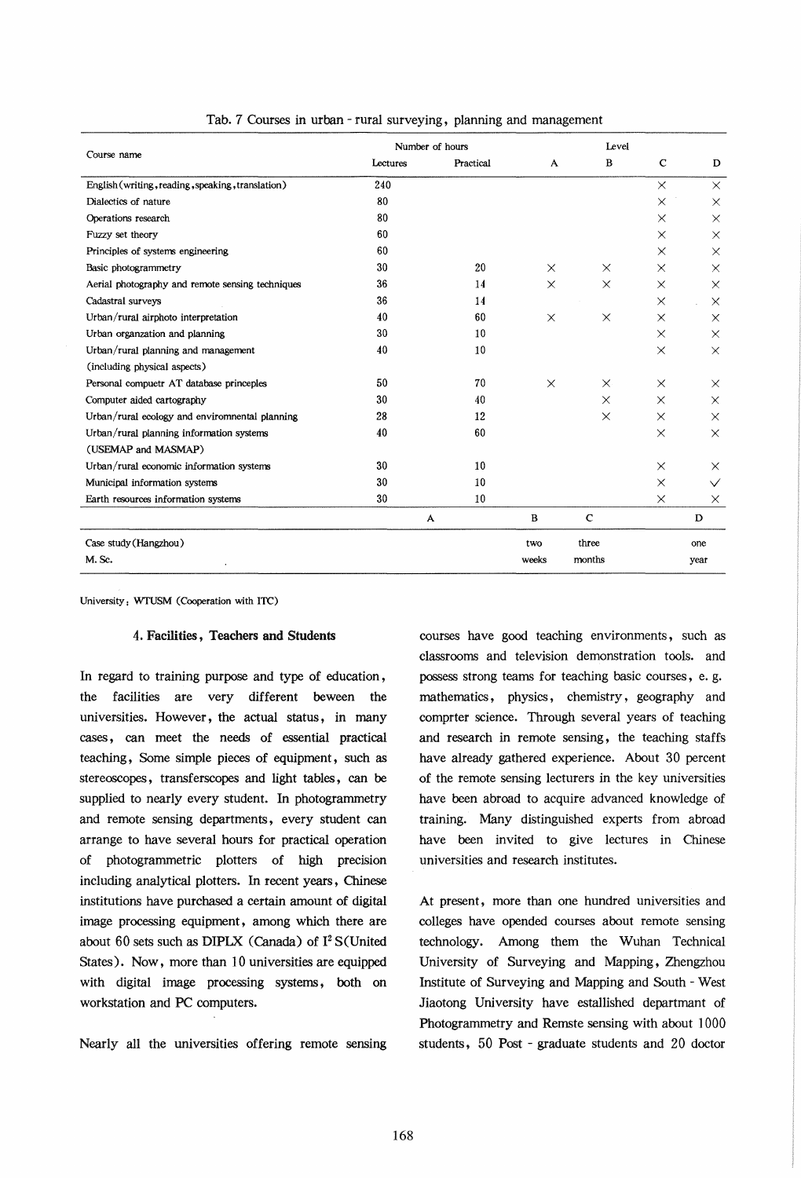Tab. 7 Courses in urban - rural surveying, planning and management

| Course name | Number of hours | | Level | | | |
|---|---|---|---|---|---|---|
| | Lectures | Practical | A | B | C | D |
| English (writing, reading, speaking, translation) | 240 | | | | × | × |
| Dialectics of nature | 80 | | | | × | × |
| Operations research | 80 | | | | × | × |
| Fuzzy set theory | 60 | | | | × | × |
| Principles of systems engineering | 60 | | | | × | × |
| Basic photogrammetry | 30 | 20 | × | × | × | × |
| Aerial photography and remote sensing techniques | 36 | 14 | × | × | × | × |
| Cadastral surveys | 36 | 14 | | | × | × |
| Urban/rural airphoto interpretation | 40 | 60 | × | × | × | × |
| Urban organzation and planning | 30 | 10 | | | × | × |
| Urban/rural planning and management (including physical aspects) | 40 | 10 | | | × | × |
| Personal compuetr AT database princeples | 50 | 70 | × | × | × | × |
| Computer aided cartography | 30 | 40 | | × | × | × |
| Urban/rural ecology and enviromnental planning | 28 | 12 | | × | × | × |
| Urban/rural planning information systems (USEMAP and MASMAP) | 40 | 60 | | | × | × |
| Urban/rural economic information systems | 30 | 10 | | | × | × |
| Municipal information systems | 30 | 10 | | | × | √ |
| Earth resources information systems | 30 | 10 | | | × | × |

| | A | B | C | D |
|---|---|---|---|---|
| Case study (Hangzhou) | | two weeks | three months | one year |
| M. Sc. | | | | |

University: WTUSM (Cooperation with ITC)

## 4. Facilities, Teachers and Students

In regard to training purpose and type of education, the facilities are very different beween the universities. However, the actual status, in many cases, can meet the needs of essential practical teaching, Some simple pieces of equipment, such as stereoscopes, transferscopes and light tables, can be supplied to nearly every student. In photogrammetry and remote sensing departments, every student can arrange to have several hours for practical operation of photogrammetric plotters of high precision including analytical plotters. In recent years, Chinese institutions have purchased a certain amount of digital image processing equipment, among which there are about 60 sets such as DIPLX (Canada) of $I^2$S (United States). Now, more than 10 universities are equipped with digital image processing systems, both on workstation and PC computers.

Nearly all the universities offering remote sensing courses have good teaching environments, such as classrooms and television demonstration tools. and possess strong teams for teaching basic courses, e. g. mathematics, physics, chemistry, geography and comprter science. Through several years of teaching and research in remote sensing, the teaching staffs have already gathered experience. About 30 percent of the remote sensing lecturers in the key universities have been abroad to acquire advanced knowledge of training. Many distinguished experts from abroad have been invited to give lectures in Chinese universities and research institutes.

At present, more than one hundred universities and colleges have opended courses about remote sensing technology. Among them the Wuhan Technical University of Surveying and Mapping, Zhengzhou Institute of Surveying and Mapping and South - West Jiaotong University have estallished departmant of Photogrammetry and Remste sensing with about 1000 students, 50 Post - graduate students and 20 doctor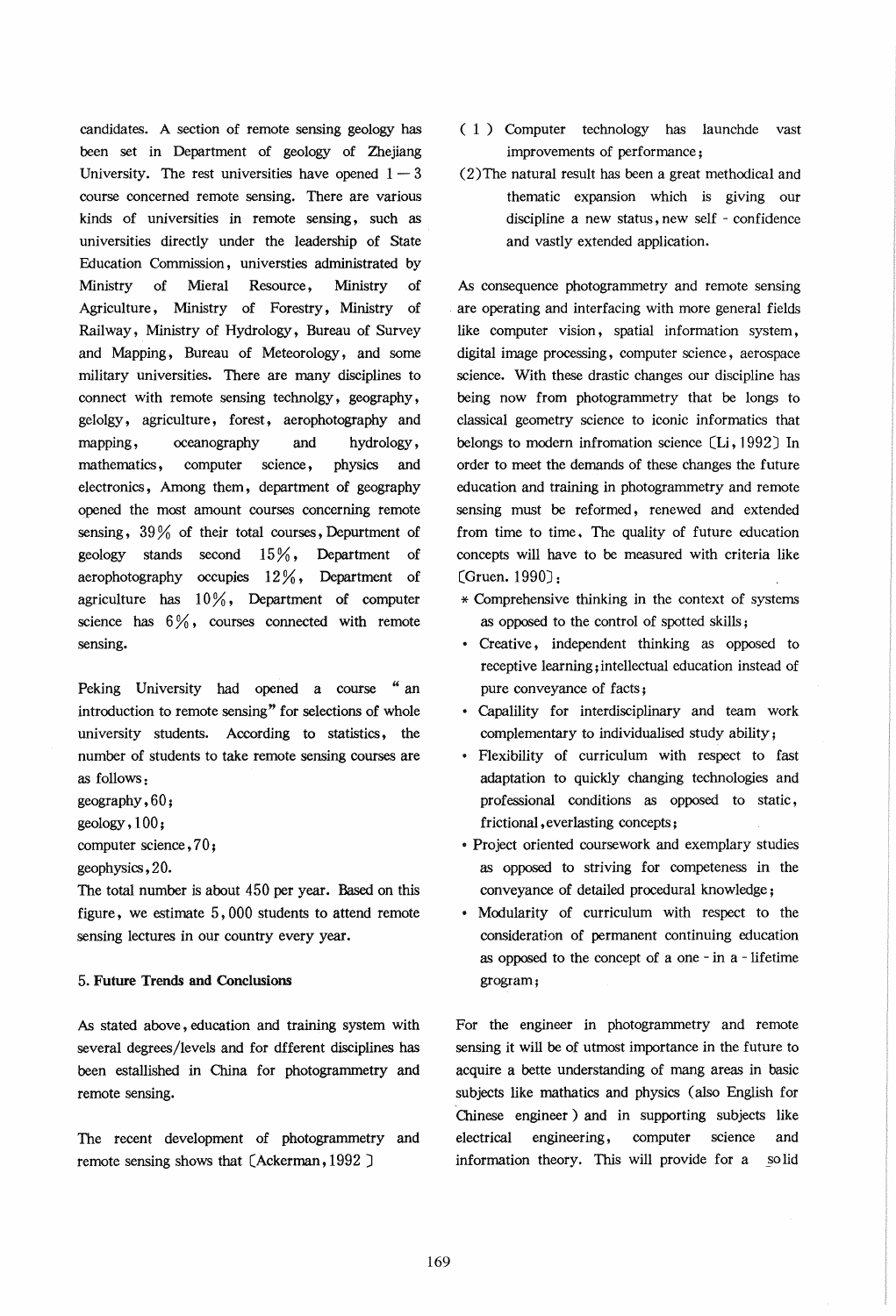candidates. A section of remote sensing geology has been set in Department of geology of Zhejiang University. The rest universities have opened 1 — 3 course concerned remote sensing. There are various kinds of universities in remote sensing, such as universities directly under the leadership of State Education Commission, universties administrated by Ministry of Mieral Resource, Ministry of Agriculture, Ministry of Forestry, Ministry of Railway, Ministry of Hydrology, Bureau of Survey and Mapping, Bureau of Meteorology, and some military universities. There are many disciplines to connect with remote sensing technolgy, geography, gelolgy, agriculture, forest, aerophotography and mapping, oceanography and hydrology, mathematics, computer science, physics and electronics, Among them, department of geography opened the most amount courses concerning remote sensing, 39% of their total courses, Depurtment of geology stands second 15%, Department of aerophotography occupies 12%, Department of agriculture has 10%, Department of computer science has 6%, courses connected with remote sensing.

Peking University had opened a course " an introduction to remote sensing" for selections of whole university students. According to statistics, the number of students to take remote sensing courses are as follows:

geography, 60;
geology, 100;
computer science, 70;
geophysics, 20.

The total number is about 450 per year. Based on this figure, we estimate 5,000 students to attend remote sensing lectures in our country every year.

## 5. Future Trends and Conclusions

As stated above, education and training system with several degrees/levels and for dfferent disciplines has been estallished in China for photogrammetry and remote sensing.

The recent development of photogrammetry and remote sensing shows that [Ackerman, 1992]

(1) Computer technology has launchde vast improvements of performance;

(2) The natural result has been a great methodical and thematic expansion which is giving our discipline a new status, new self - confidence and vastly extended application.

As consequence photogrammetry and remote sensing are operating and interfacing with more general fields like computer vision, spatial information system, digital image processing, computer science, aerospace science. With these drastic changes our discipline has being now from photogrammetry that be longs to classical geometry science to iconic informatics that belongs to modern infromation science [Li, 1992] In order to meet the demands of these changes the future education and training in photogrammetry and remote sensing must be reformed, renewed and extended from time to time. The quality of future education concepts will have to be measured with criteria like [Gruen. 1990]:

* Comprehensive thinking in the context of systems as opposed to the control of spotted skills;
- Creative, independent thinking as opposed to receptive learning; intellectual education instead of pure conveyance of facts;
- Capalility for interdisciplinary and team work complementary to individualised study ability;
- Flexibility of curriculum with respect to fast adaptation to quickly changing technologies and professional conditions as opposed to static, frictional, everlasting concepts;
- Project oriented coursework and exemplary studies as opposed to striving for competeness in the conveyance of detailed procedural knowledge;
- Modularity of curriculum with respect to the consideration of permanent continuing education as opposed to the concept of a one - in a - lifetime grogram;

For the engineer in photogrammetry and remote sensing it will be of utmost importance in the future to acquire a bette understanding of mang areas in basic subjects like mathatics and physics (also English for Chinese engineer) and in supporting subjects like electrical engineering, computer science and information theory. This will provide for a solid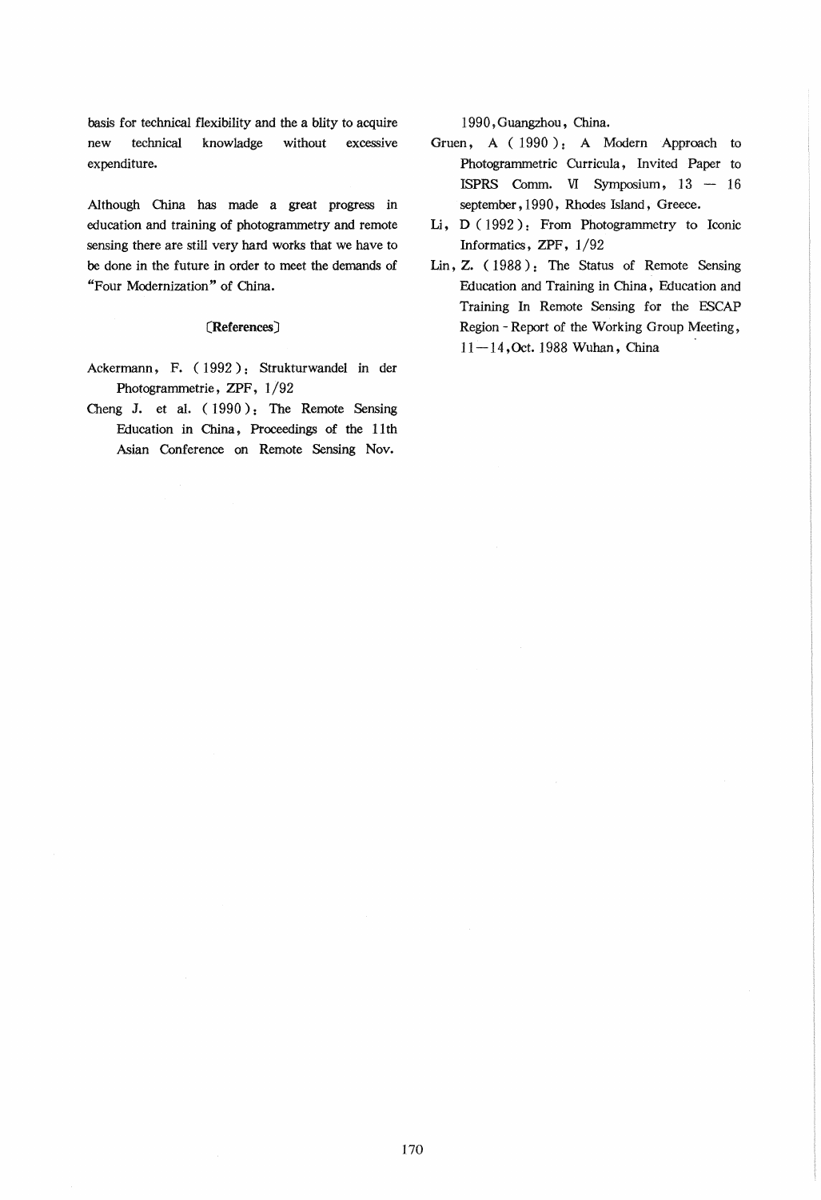basis for technical flexibility and the a blity to acquire new technical knowladge without excessive expenditure.

Although China has made a great progress in education and training of photogrammetry and remote sensing there are still very hard works that we have to be done in the future in order to meet the demands of "Four Modernization" of China.

〔References〕

Ackermann, F. (1992): Strukturwandel in der Photogrammetrie, ZPF, 1/92

Cheng J. et al. (1990): The Remote Sensing Education in China, Proceedings of the 11th Asian Conference on Remote Sensing Nov. 1990, Guangzhou, China.

Gruen, A (1990): A Modern Approach to Photogrammetric Curricula, Invited Paper to ISPRS Comm. VI Symposium, 13 — 16 september, 1990, Rhodes Island, Greece.

Li, D (1992): From Photogrammetry to Iconic Informatics, ZPF, 1/92

Lin, Z. (1988): The Status of Remote Sensing Education and Training in China, Education and Training In Remote Sensing for the ESCAP Region - Report of the Working Group Meeting, 11—14, Oct. 1988 Wuhan, China